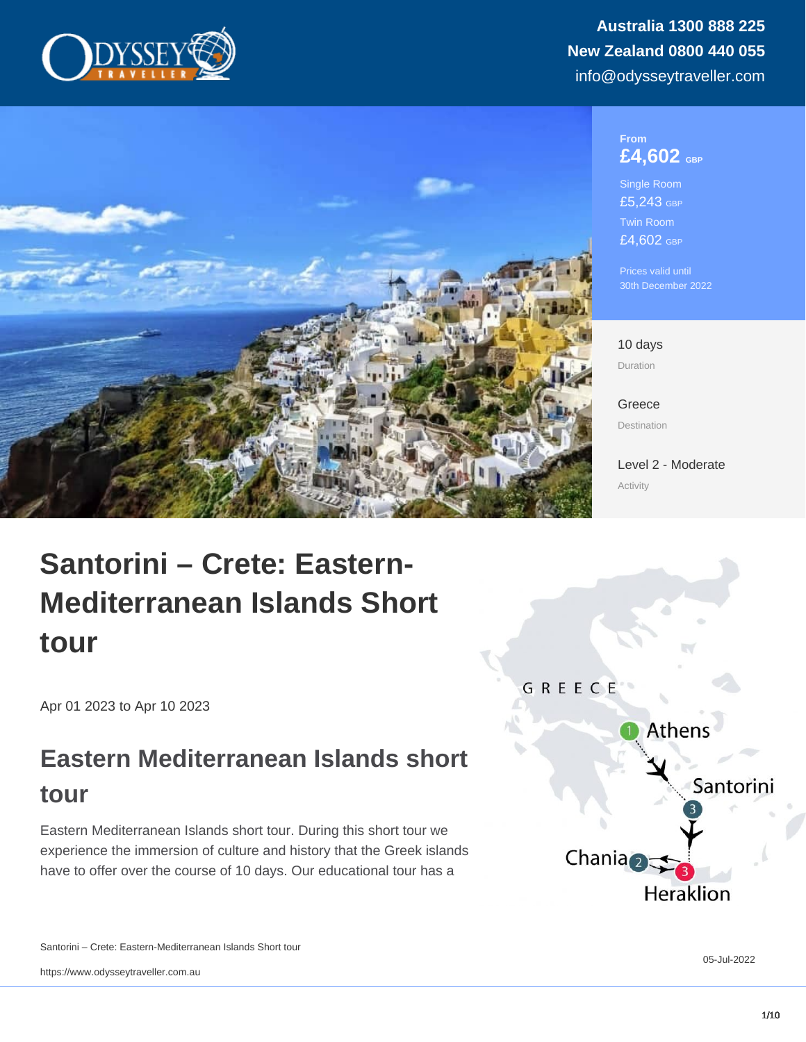Australia 1300 888 225
New Zealand 0800 440 055
info@odysseytraveller.com

From
£4,602 GBP

Single Room
£5,243 GBP

Twin Room
£4,602 GBP

Prices valid until 30th December 2022

10 days
Duration

Greece
Destination

Level 2 - Moderate
Activity

# Santorini – Crete: Eastern-Mediterranean Islands Short tour

Apr 01 2023 to Apr 10 2023

## Eastern Mediterranean Islands short tour

Eastern Mediterranean Islands short tour. During this short tour we experience the immersion of culture and history that the Greek islands have to offer over the course of 10 days. Our educational tour has a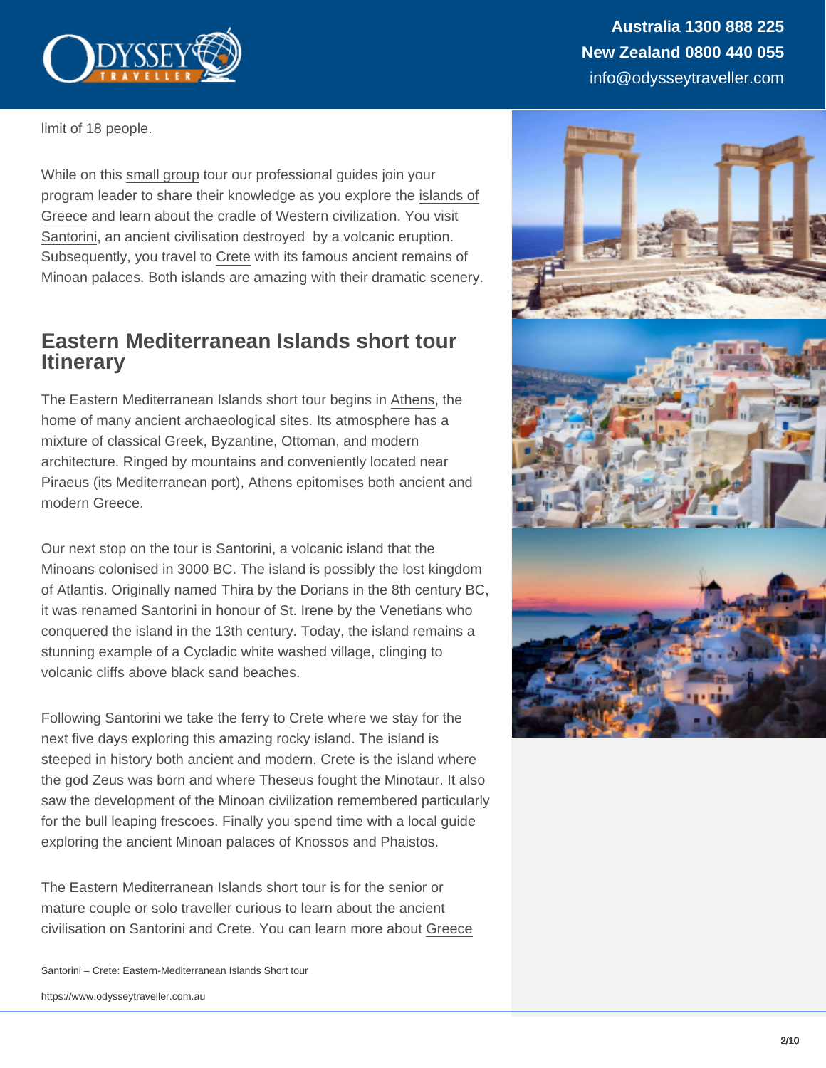limit of 18 people.

While on this small group tour our professional guides join your program leader to share their knowledge as you explore the islands of Greece and learn about the cradle of Western civilization. You visit Santorini, an ancient civilisation destroyed by a volcanic eruption. Subsequently, you travel to Crete with its famous ancient remains of Minoan palaces. Both islands are amazing with their dramatic scenery.

## Eastern Mediterranean Islands short tour Itinerary

The Eastern Mediterranean Islands short tour begins in Athens, the home of many ancient archaeological sites. Its atmosphere has a mixture of classical Greek, Byzantine, Ottoman, and modern architecture. Ringed by mountains and conveniently located near Piraeus (its Mediterranean port), Athens epitomises both ancient and modern Greece.

Our next stop on the tour is Santorini, a volcanic island that the Minoans colonised in 3000 BC. The island is possibly the lost kingdom of Atlantis. Originally named Thira by the Dorians in the 8th century BC, it was renamed Santorini in honour of St. Irene by the Venetians who conquered the island in the 13th century. Today, the island remains a stunning example of a Cycladic white washed village, clinging to volcanic cliffs above black sand beaches.

Following Santorini we take the ferry to Crete where we stay for the next five days exploring this amazing rocky island. The island is steeped in history both ancient and modern. Crete is the island where the god Zeus was born and where Theseus fought the Minotaur. It also saw the development of the Minoan civilization remembered particularly for the bull leaping frescoes. Finally you spend time with a local guide exploring the ancient Minoan palaces of Knossos and Phaistos.

The Eastern Mediterranean Islands short tour is for the senior or mature couple or solo traveller curious to learn about the ancient civilisation on Santorini and Crete. You can learn more about Greece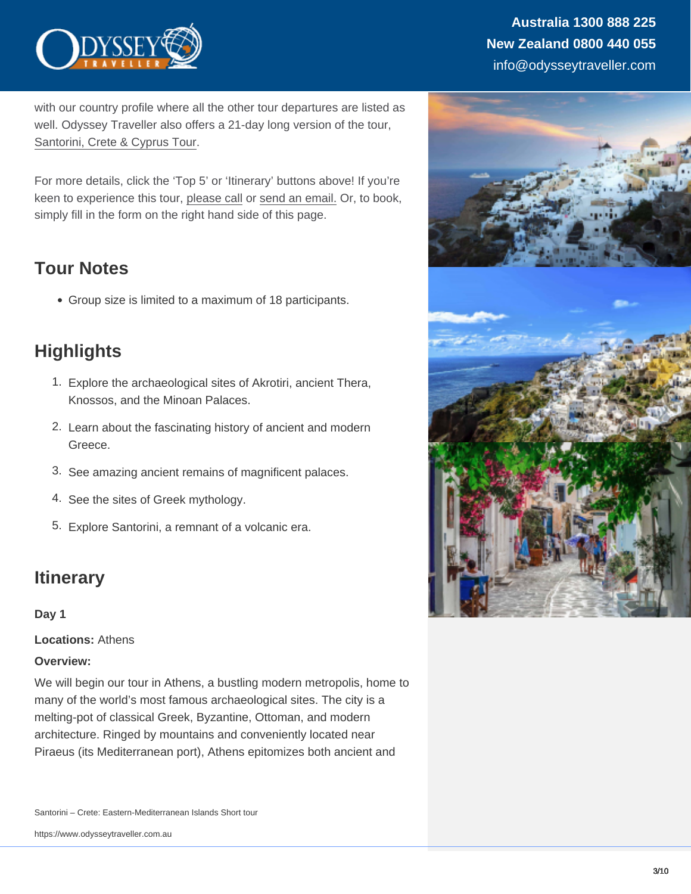with our country profile where all the other tour departures are listed as well. Odyssey Traveller also offers a 21-day long version of the tour, Santorini, Crete & Cyprus Tour.

For more details, click the 'Top 5' or 'Itinerary' buttons above! If you're keen to experience this tour, please call or send an email. Or, to book, simply fill in the form on the right hand side of this page.

## Tour Notes

- Group size is limited to a maximum of 18 participants.

## Highlights

1. Explore the archaeological sites of Akrotiri, ancient Thera, Knossos, and the Minoan Palaces.
2. Learn about the fascinating history of ancient and modern Greece.
3. See amazing ancient remains of magnificent palaces.
4. See the sites of Greek mythology.
5. Explore Santorini, a remnant of a volcanic era.

## Itinerary

**Day 1**

**Locations:** Athens

**Overview:**

We will begin our tour in Athens, a bustling modern metropolis, home to many of the world's most famous archaeological sites. The city is a melting-pot of classical Greek, Byzantine, Ottoman, and modern architecture. Ringed by mountains and conveniently located near Piraeus (its Mediterranean port), Athens epitomizes both ancient and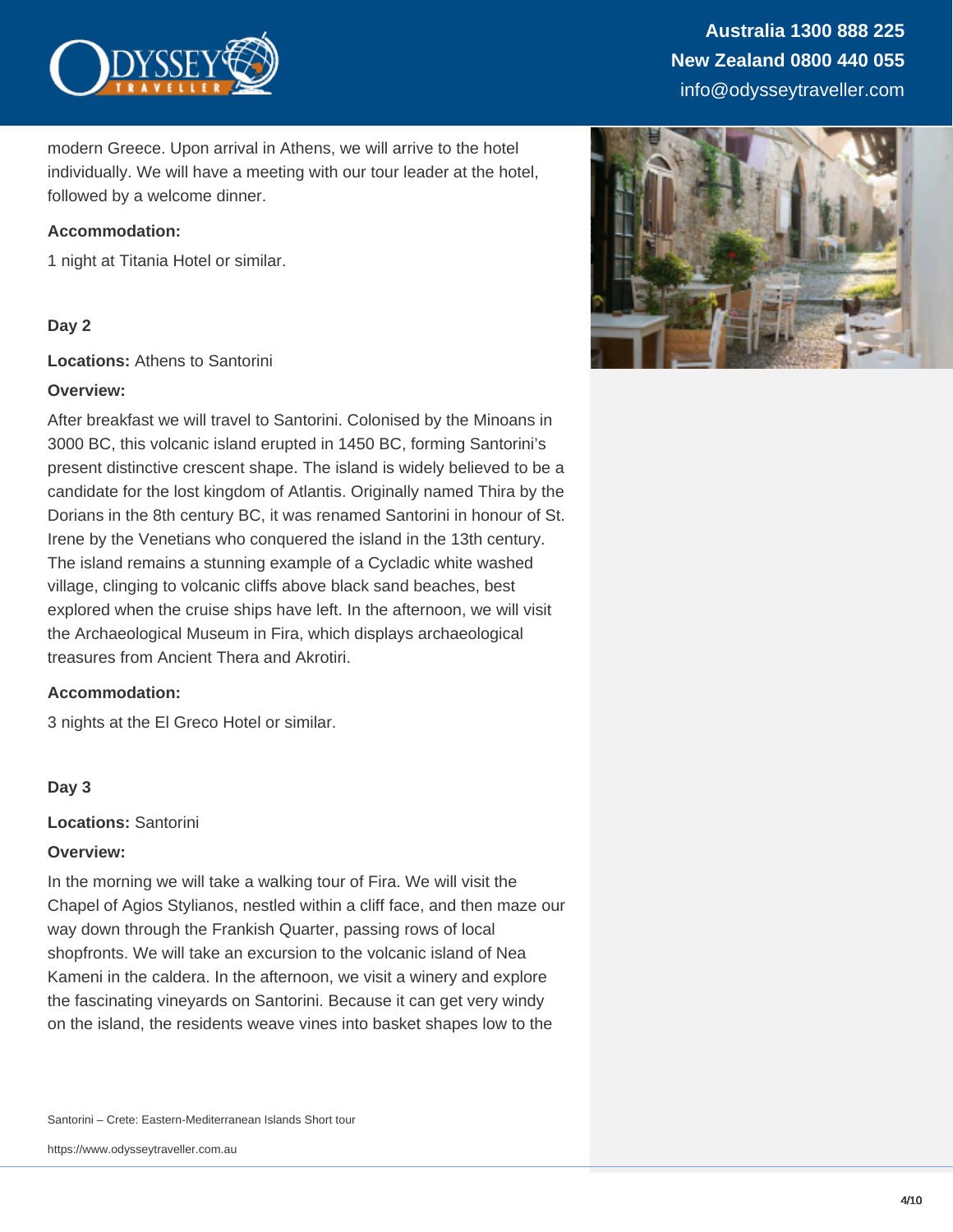modern Greece. Upon arrival in Athens, we will arrive to the hotel individually. We will have a meeting with our tour leader at the hotel, followed by a welcome dinner.

**Accommodation:**

1 night at Titania Hotel or similar.

### Day 2

**Locations:** Athens to Santorini

**Overview:**

After breakfast we will travel to Santorini. Colonised by the Minoans in 3000 BC, this volcanic island erupted in 1450 BC, forming Santorini's present distinctive crescent shape. The island is widely believed to be a candidate for the lost kingdom of Atlantis. Originally named Thira by the Dorians in the 8th century BC, it was renamed Santorini in honour of St. Irene by the Venetians who conquered the island in the 13th century. The island remains a stunning example of a Cycladic white washed village, clinging to volcanic cliffs above black sand beaches, best explored when the cruise ships have left. In the afternoon, we will visit the Archaeological Museum in Fira, which displays archaeological treasures from Ancient Thera and Akrotiri.

**Accommodation:**

3 nights at the El Greco Hotel or similar.

### Day 3

**Locations:** Santorini

**Overview:**

In the morning we will take a walking tour of Fira. We will visit the Chapel of Agios Stylianos, nestled within a cliff face, and then maze our way down through the Frankish Quarter, passing rows of local shopfronts. We will take an excursion to the volcanic island of Nea Kameni in the caldera. In the afternoon, we visit a winery and explore the fascinating vineyards on Santorini. Because it can get very windy on the island, the residents weave vines into basket shapes low to the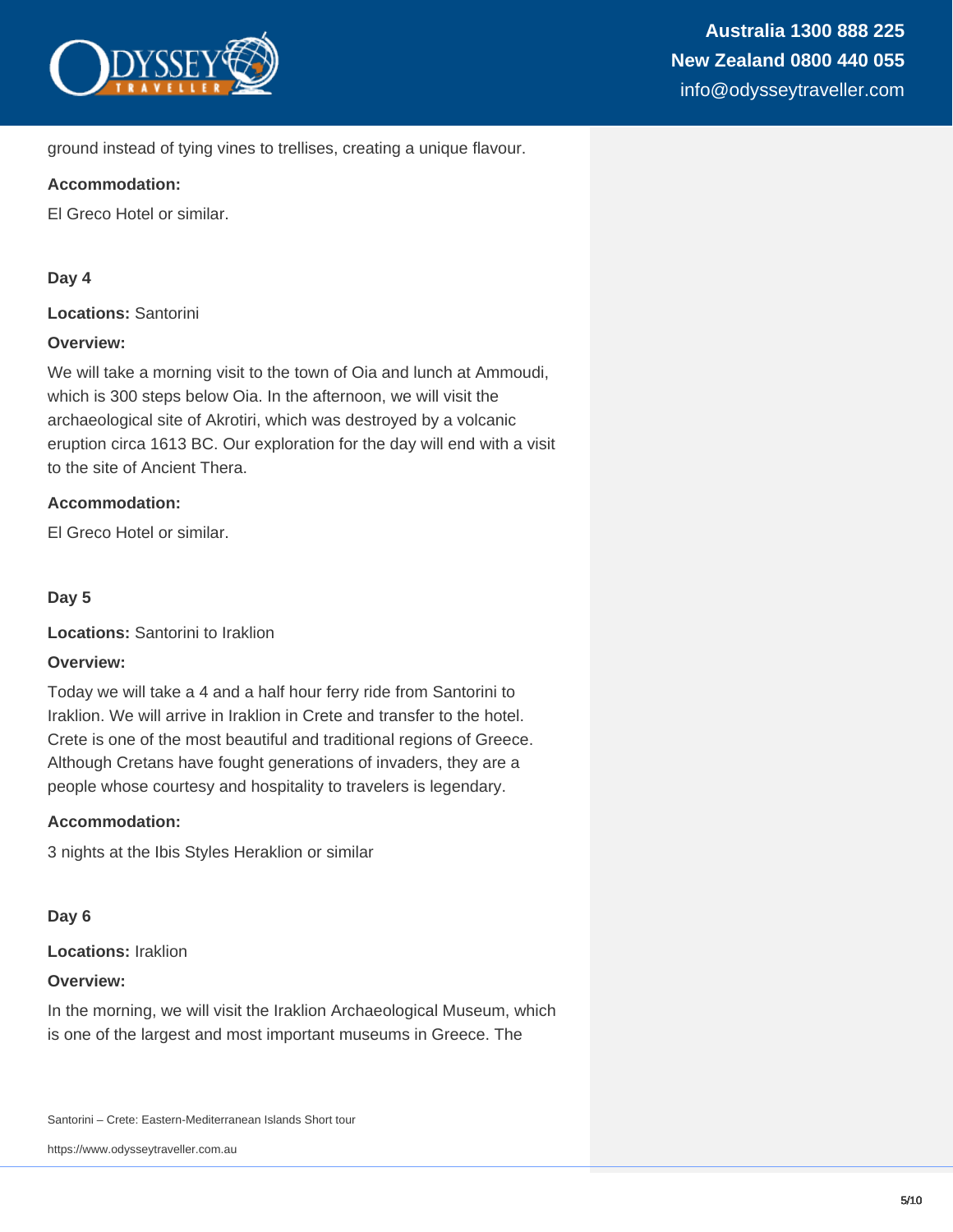ground instead of tying vines to trellises, creating a unique flavour.

**Accommodation:**

El Greco Hotel or similar.

### Day 4

**Locations:** Santorini

**Overview:**

We will take a morning visit to the town of Oia and lunch at Ammoudi, which is 300 steps below Oia. In the afternoon, we will visit the archaeological site of Akrotiri, which was destroyed by a volcanic eruption circa 1613 BC. Our exploration for the day will end with a visit to the site of Ancient Thera.

**Accommodation:**

El Greco Hotel or similar.

### Day 5

**Locations:** Santorini to Iraklion

**Overview:**

Today we will take a 4 and a half hour ferry ride from Santorini to Iraklion. We will arrive in Iraklion in Crete and transfer to the hotel. Crete is one of the most beautiful and traditional regions of Greece. Although Cretans have fought generations of invaders, they are a people whose courtesy and hospitality to travelers is legendary.

**Accommodation:**

3 nights at the Ibis Styles Heraklion or similar

### Day 6

**Locations:** Iraklion

**Overview:**

In the morning, we will visit the Iraklion Archaeological Museum, which is one of the largest and most important museums in Greece. The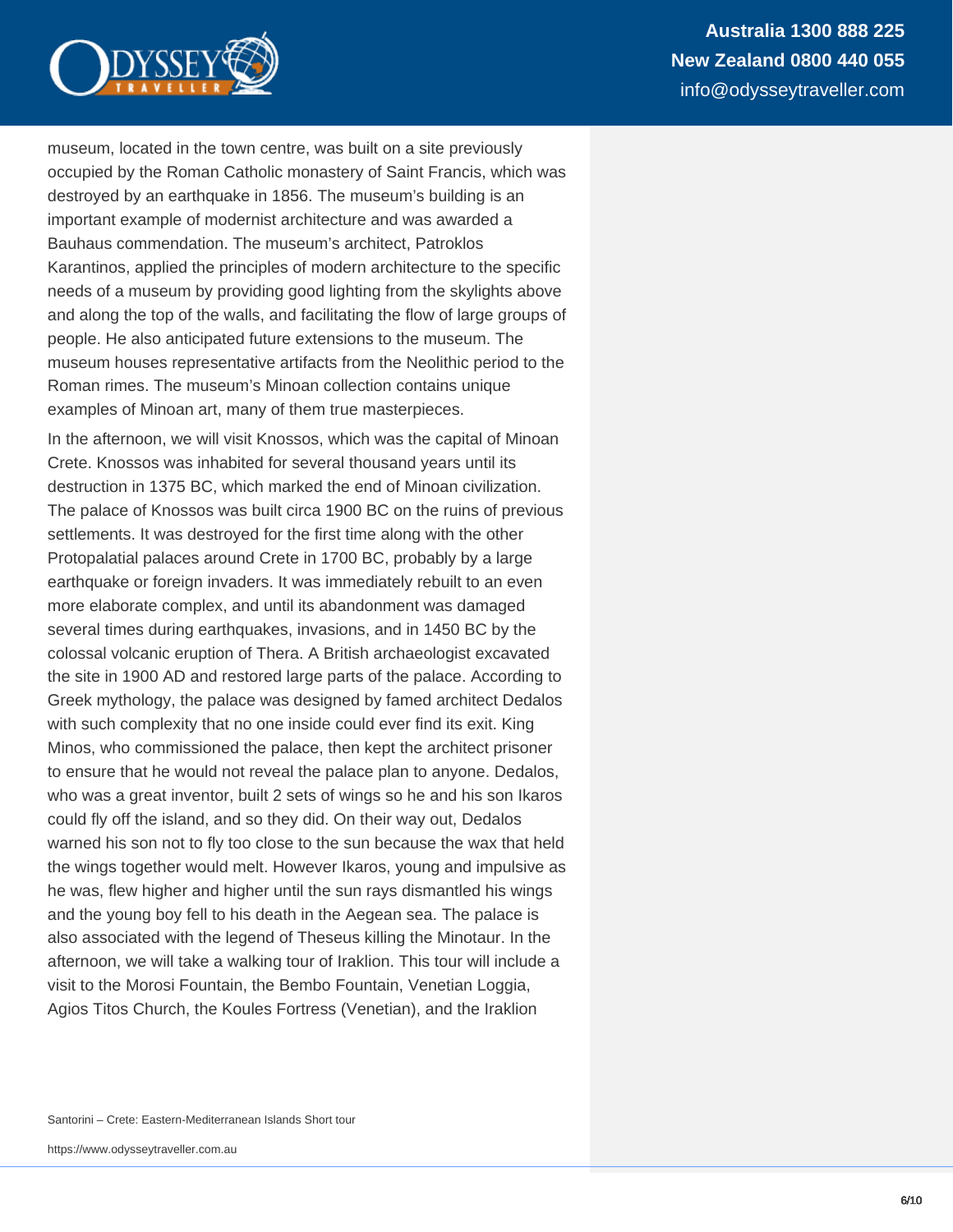museum, located in the town centre, was built on a site previously occupied by the Roman Catholic monastery of Saint Francis, which was destroyed by an earthquake in 1856. The museum's building is an important example of modernist architecture and was awarded a Bauhaus commendation. The museum's architect, Patroklos Karantinos, applied the principles of modern architecture to the specific needs of a museum by providing good lighting from the skylights above and along the top of the walls, and facilitating the flow of large groups of people. He also anticipated future extensions to the museum. The museum houses representative artifacts from the Neolithic period to the Roman rimes. The museum's Minoan collection contains unique examples of Minoan art, many of them true masterpieces.

In the afternoon, we will visit Knossos, which was the capital of Minoan Crete. Knossos was inhabited for several thousand years until its destruction in 1375 BC, which marked the end of Minoan civilization. The palace of Knossos was built circa 1900 BC on the ruins of previous settlements. It was destroyed for the first time along with the other Protopalatial palaces around Crete in 1700 BC, probably by a large earthquake or foreign invaders. It was immediately rebuilt to an even more elaborate complex, and until its abandonment was damaged several times during earthquakes, invasions, and in 1450 BC by the colossal volcanic eruption of Thera. A British archaeologist excavated the site in 1900 AD and restored large parts of the palace. According to Greek mythology, the palace was designed by famed architect Dedalos with such complexity that no one inside could ever find its exit. King Minos, who commissioned the palace, then kept the architect prisoner to ensure that he would not reveal the palace plan to anyone. Dedalos, who was a great inventor, built 2 sets of wings so he and his son Ikaros could fly off the island, and so they did. On their way out, Dedalos warned his son not to fly too close to the sun because the wax that held the wings together would melt. However Ikaros, young and impulsive as he was, flew higher and higher until the sun rays dismantled his wings and the young boy fell to his death in the Aegean sea. The palace is also associated with the legend of Theseus killing the Minotaur. In the afternoon, we will take a walking tour of Iraklion. This tour will include a visit to the Morosi Fountain, the Bembo Fountain, Venetian Loggia, Agios Titos Church, the Koules Fortress (Venetian), and the Iraklion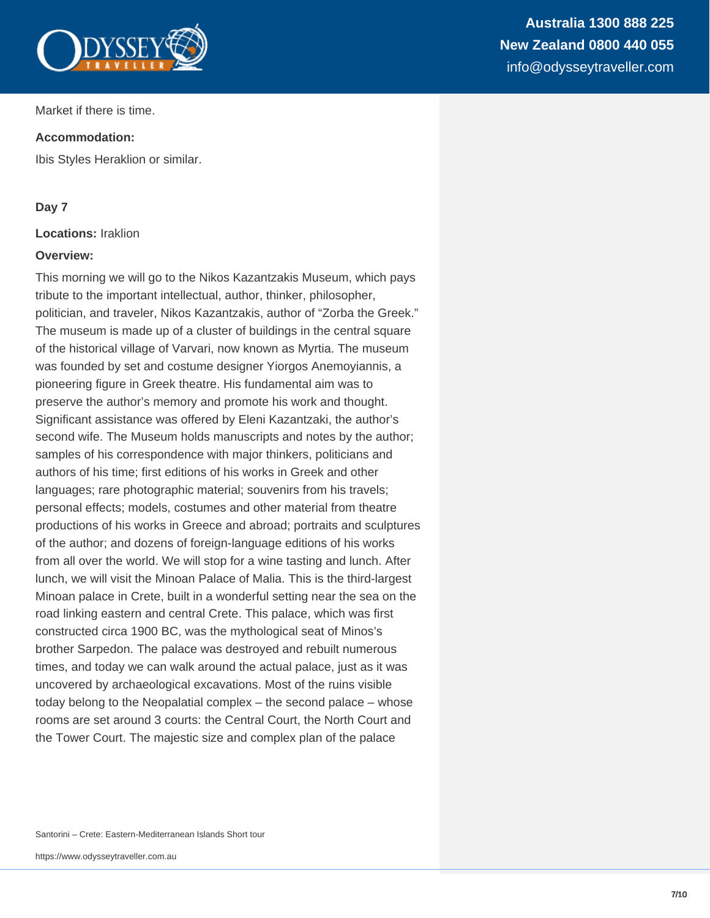Market if there is time.

**Accommodation:**

Ibis Styles Heraklion or similar.

**Day 7**

**Locations:** Iraklion

**Overview:**

This morning we will go to the Nikos Kazantzakis Museum, which pays tribute to the important intellectual, author, thinker, philosopher, politician, and traveler, Nikos Kazantzakis, author of "Zorba the Greek." The museum is made up of a cluster of buildings in the central square of the historical village of Varvari, now known as Myrtia. The museum was founded by set and costume designer Yiorgos Anemoyiannis, a pioneering figure in Greek theatre. His fundamental aim was to preserve the author's memory and promote his work and thought. Significant assistance was offered by Eleni Kazantzaki, the author's second wife. The Museum holds manuscripts and notes by the author; samples of his correspondence with major thinkers, politicians and authors of his time; first editions of his works in Greek and other languages; rare photographic material; souvenirs from his travels; personal effects; models, costumes and other material from theatre productions of his works in Greece and abroad; portraits and sculptures of the author; and dozens of foreign-language editions of his works from all over the world. We will stop for a wine tasting and lunch. After lunch, we will visit the Minoan Palace of Malia. This is the third-largest Minoan palace in Crete, built in a wonderful setting near the sea on the road linking eastern and central Crete. This palace, which was first constructed circa 1900 BC, was the mythological seat of Minos's brother Sarpedon. The palace was destroyed and rebuilt numerous times, and today we can walk around the actual palace, just as it was uncovered by archaeological excavations. Most of the ruins visible today belong to the Neopalatial complex – the second palace – whose rooms are set around 3 courts: the Central Court, the North Court and the Tower Court. The majestic size and complex plan of the palace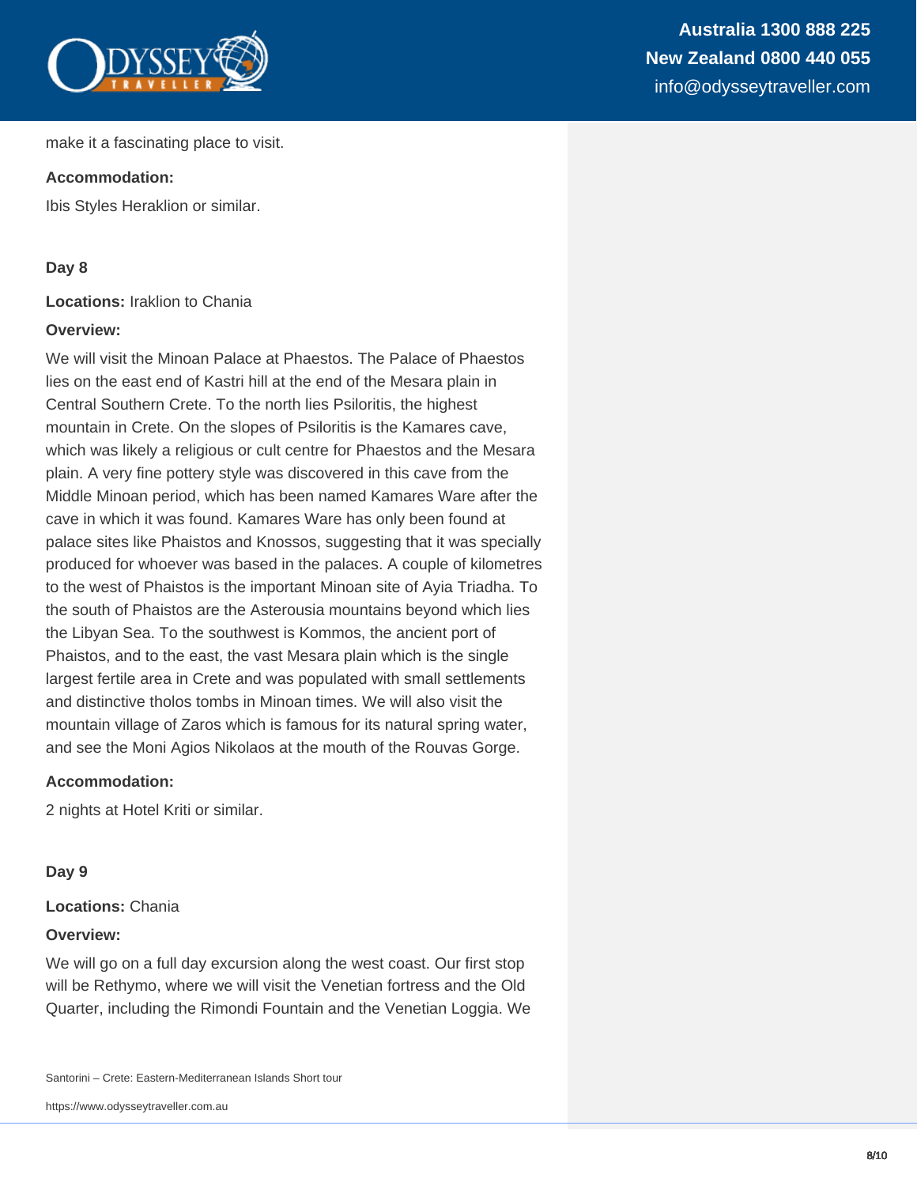make it a fascinating place to visit.

**Accommodation:**

Ibis Styles Heraklion or similar.

**Day 8**

**Locations:** Iraklion to Chania

**Overview:**

We will visit the Minoan Palace at Phaestos. The Palace of Phaestos lies on the east end of Kastri hill at the end of the Mesara plain in Central Southern Crete. To the north lies Psiloritis, the highest mountain in Crete. On the slopes of Psiloritis is the Kamares cave, which was likely a religious or cult centre for Phaestos and the Mesara plain. A very fine pottery style was discovered in this cave from the Middle Minoan period, which has been named Kamares Ware after the cave in which it was found. Kamares Ware has only been found at palace sites like Phaistos and Knossos, suggesting that it was specially produced for whoever was based in the palaces. A couple of kilometres to the west of Phaistos is the important Minoan site of Ayia Triadha. To the south of Phaistos are the Asterousia mountains beyond which lies the Libyan Sea. To the southwest is Kommos, the ancient port of Phaistos, and to the east, the vast Mesara plain which is the single largest fertile area in Crete and was populated with small settlements and distinctive tholos tombs in Minoan times. We will also visit the mountain village of Zaros which is famous for its natural spring water, and see the Moni Agios Nikolaos at the mouth of the Rouvas Gorge.

**Accommodation:**

2 nights at Hotel Kriti or similar.

**Day 9**

**Locations:** Chania

**Overview:**

We will go on a full day excursion along the west coast. Our first stop will be Rethymo, where we will visit the Venetian fortress and the Old Quarter, including the Rimondi Fountain and the Venetian Loggia. We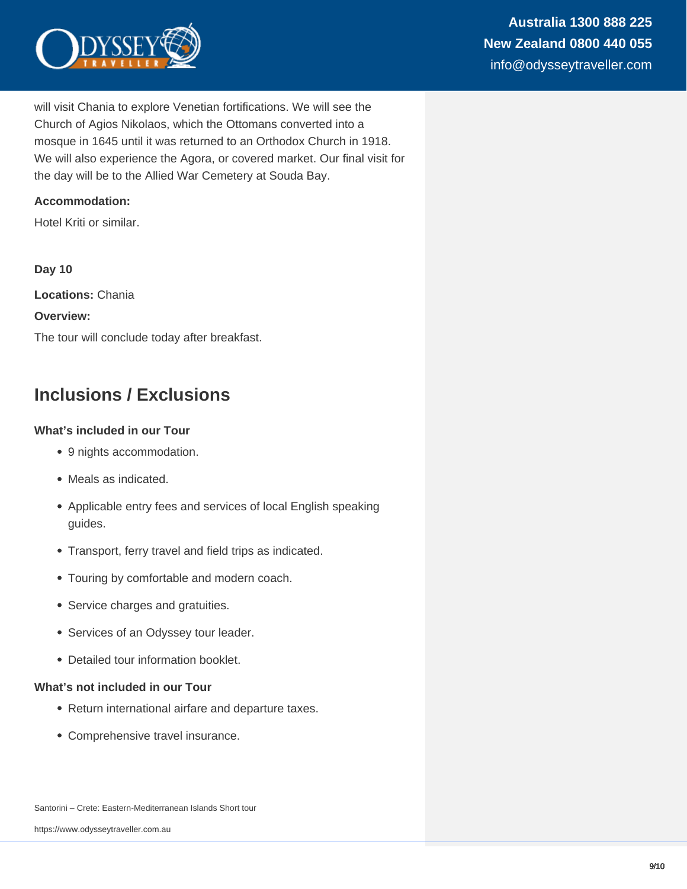will visit Chania to explore Venetian fortifications. We will see the Church of Agios Nikolaos, which the Ottomans converted into a mosque in 1645 until it was returned to an Orthodox Church in 1918. We will also experience the Agora, or covered market. Our final visit for the day will be to the Allied War Cemetery at Souda Bay.

**Accommodation:**

Hotel Kriti or similar.

**Day 10**

**Locations:** Chania

**Overview:**

The tour will conclude today after breakfast.

## Inclusions / Exclusions

### What's included in our Tour

- 9 nights accommodation.
- Meals as indicated.
- Applicable entry fees and services of local English speaking guides.
- Transport, ferry travel and field trips as indicated.
- Touring by comfortable and modern coach.
- Service charges and gratuities.
- Services of an Odyssey tour leader.
- Detailed tour information booklet.

### What's not included in our Tour

- Return international airfare and departure taxes.
- Comprehensive travel insurance.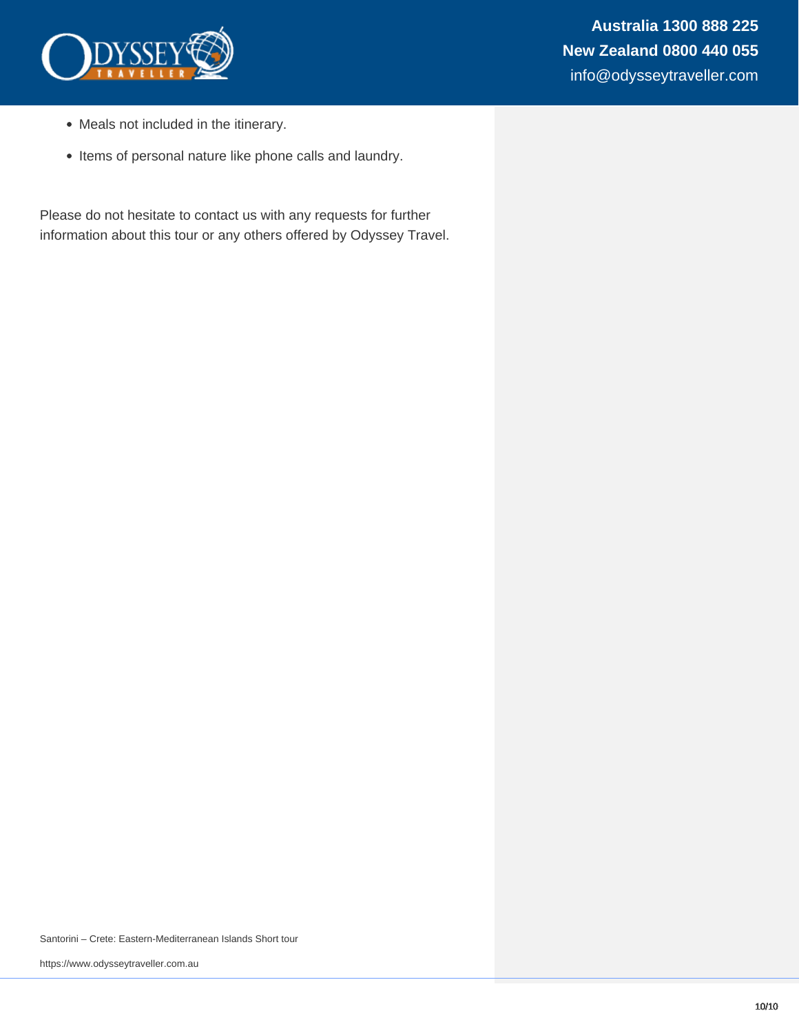- Meals not included in the itinerary.
- Items of personal nature like phone calls and laundry.

Please do not hesitate to contact us with any requests for further information about this tour or any others offered by Odyssey Travel.